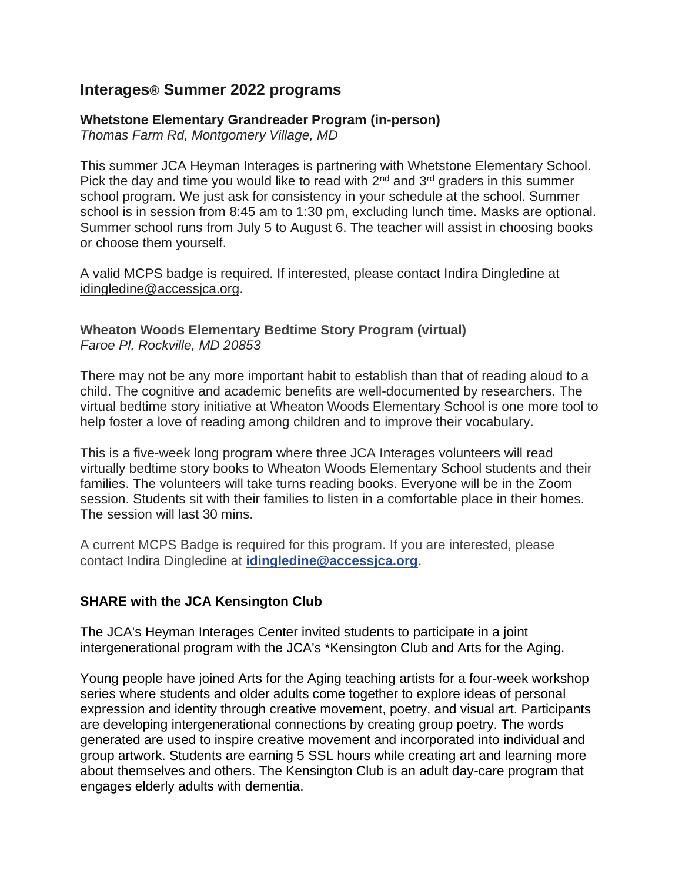## Interages® Summer 2022 programs

### Whetstone Elementary Grandreader Program (in-person)

*Thomas Farm Rd, Montgomery Village, MD*

This summer JCA Heyman Interages is partnering with Whetstone Elementary School. Pick the day and time you would like to read with 2nd and 3rd graders in this summer school program. We just ask for consistency in your schedule at the school. Summer school is in session from 8:45 am to 1:30 pm, excluding lunch time. Masks are optional. Summer school runs from July 5 to August 6. The teacher will assist in choosing books or choose them yourself.

A valid MCPS badge is required. If interested, please contact Indira Dingledine at idingledine@accessjca.org.

### Wheaton Woods Elementary Bedtime Story Program (virtual)

*Faroe Pl, Rockville, MD 20853*

There may not be any more important habit to establish than that of reading aloud to a child. The cognitive and academic benefits are well-documented by researchers. The virtual bedtime story initiative at Wheaton Woods Elementary School is one more tool to help foster a love of reading among children and to improve their vocabulary.

This is a five-week long program where three JCA Interages volunteers will read virtually bedtime story books to Wheaton Woods Elementary School students and their families. The volunteers will take turns reading books. Everyone will be in the Zoom session. Students sit with their families to listen in a comfortable place in their homes. The session will last 30 mins.

A current MCPS Badge is required for this program. If you are interested, please contact Indira Dingledine at **idingledine@accessjca.org**.

### SHARE with the JCA Kensington Club

The JCA's Heyman Interages Center invited students to participate in a joint intergenerational program with the JCA's *Kensington Club and Arts for the Aging.

Young people have joined Arts for the Aging teaching artists for a four-week workshop series where students and older adults come together to explore ideas of personal expression and identity through creative movement, poetry, and visual art. Participants are developing intergenerational connections by creating group poetry. The words generated are used to inspire creative movement and incorporated into individual and group artwork. Students are earning 5 SSL hours while creating art and learning more about themselves and others. The Kensington Club is an adult day-care program that engages elderly adults with dementia.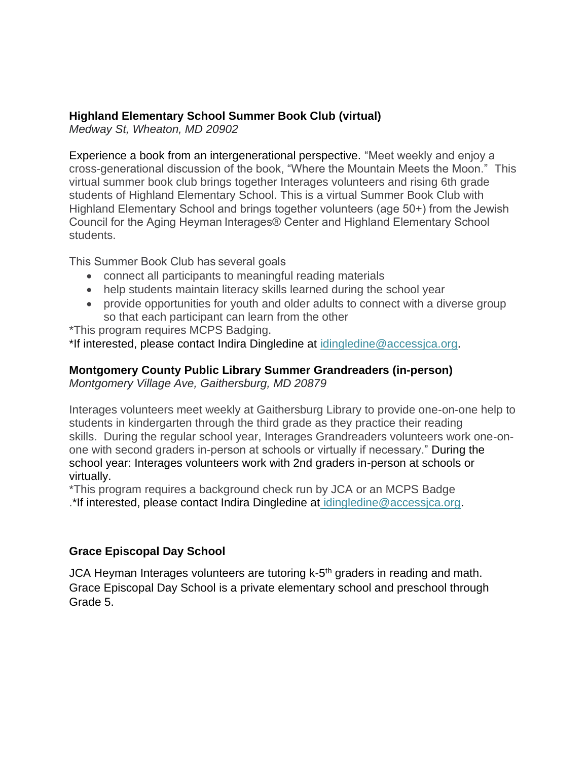**Highland Elementary School Summer Book Club (virtual)**
*Medway St, Wheaton, MD 20902*

Experience a book from an intergenerational perspective. "Meet weekly and enjoy a cross-generational discussion of the book, "Where the Mountain Meets the Moon." This virtual summer book club brings together Interages volunteers and rising 6th grade students of Highland Elementary School. This is a virtual Summer Book Club with Highland Elementary School and brings together volunteers (age 50+) from the Jewish Council for the Aging Heyman Interages® Center and Highland Elementary School students.

This Summer Book Club has several goals

- connect all participants to meaningful reading materials
- help students maintain literacy skills learned during the school year
- provide opportunities for youth and older adults to connect with a diverse group so that each participant can learn from the other

*This program requires MCPS Badging.
*If interested, please contact Indira Dingledine at idingledine@accessjca.org.

**Montgomery County Public Library Summer Grandreaders (in-person)**
*Montgomery Village Ave, Gaithersburg, MD 20879*

Interages volunteers meet weekly at Gaithersburg Library to provide one-on-one help to students in kindergarten through the third grade as they practice their reading skills. During the regular school year, Interages Grandreaders volunteers work one-on-one with second graders in-person at schools or virtually if necessary." During the school year: Interages volunteers work with 2nd graders in-person at schools or virtually.
*This program requires a background check run by JCA or an MCPS Badge .*If interested, please contact Indira Dingledine at idingledine@accessjca.org.

**Grace Episcopal Day School**

JCA Heyman Interages volunteers are tutoring k-5th graders in reading and math. Grace Episcopal Day School is a private elementary school and preschool through Grade 5.